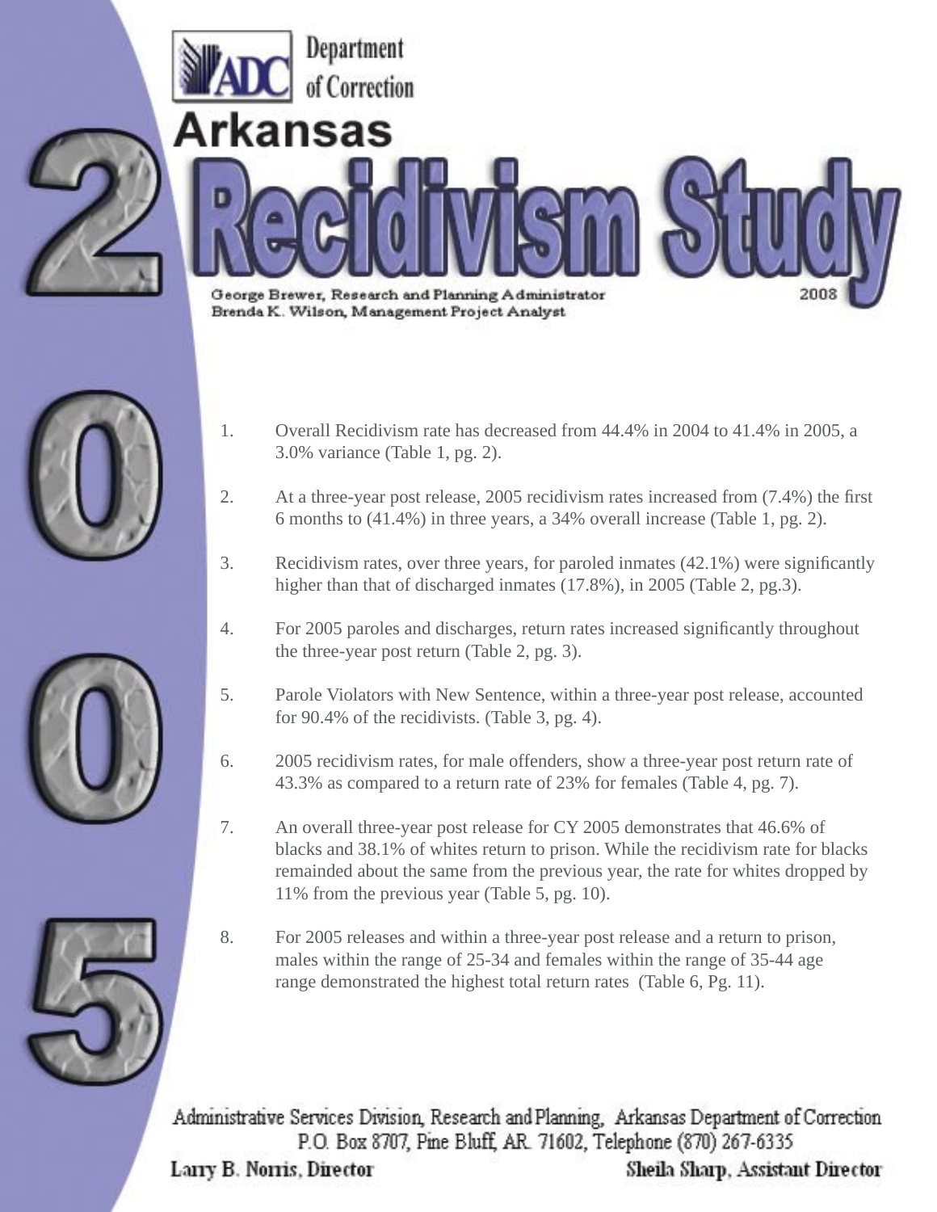Department of Correction

# Arkansas 2005 Recidivism Study

George Brewer, Research and Planning Administrator
Brenda K. Wilson, Management Project Analyst

2008

1. Overall Recidivism rate has decreased from 44.4% in 2004 to 41.4% in 2005, a 3.0% variance (Table 1, pg. 2).

2. At a three-year post release, 2005 recidivism rates increased from (7.4%) the first 6 months to (41.4%) in three years, a 34% overall increase (Table 1, pg. 2).

3. Recidivism rates, over three years, for paroled inmates (42.1%) were significantly higher than that of discharged inmates (17.8%), in 2005 (Table 2, pg.3).

4. For 2005 paroles and discharges, return rates increased significantly throughout the three-year post return (Table 2, pg. 3).

5. Parole Violators with New Sentence, within a three-year post release, accounted for 90.4% of the recidivists. (Table 3, pg. 4).

6. 2005 recidivism rates, for male offenders, show a three-year post return rate of 43.3% as compared to a return rate of 23% for females (Table 4, pg. 7).

7. An overall three-year post release for CY 2005 demonstrates that 46.6% of blacks and 38.1% of whites return to prison. While the recidivism rate for blacks remainded about the same from the previous year, the rate for whites dropped by 11% from the previous year (Table 5, pg. 10).

8. For 2005 releases and within a three-year post release and a return to prison, males within the range of 25-34 and females within the range of 35-44 age range demonstrated the highest total return rates (Table 6, Pg. 11).

Administrative Services Division, Research and Planning, Arkansas Department of Correction
P.O. Box 8707, Pine Bluff, AR. 71602, Telephone (870) 267-6335

Larry B. Norris, Director

Sheila Sharp, Assistant Director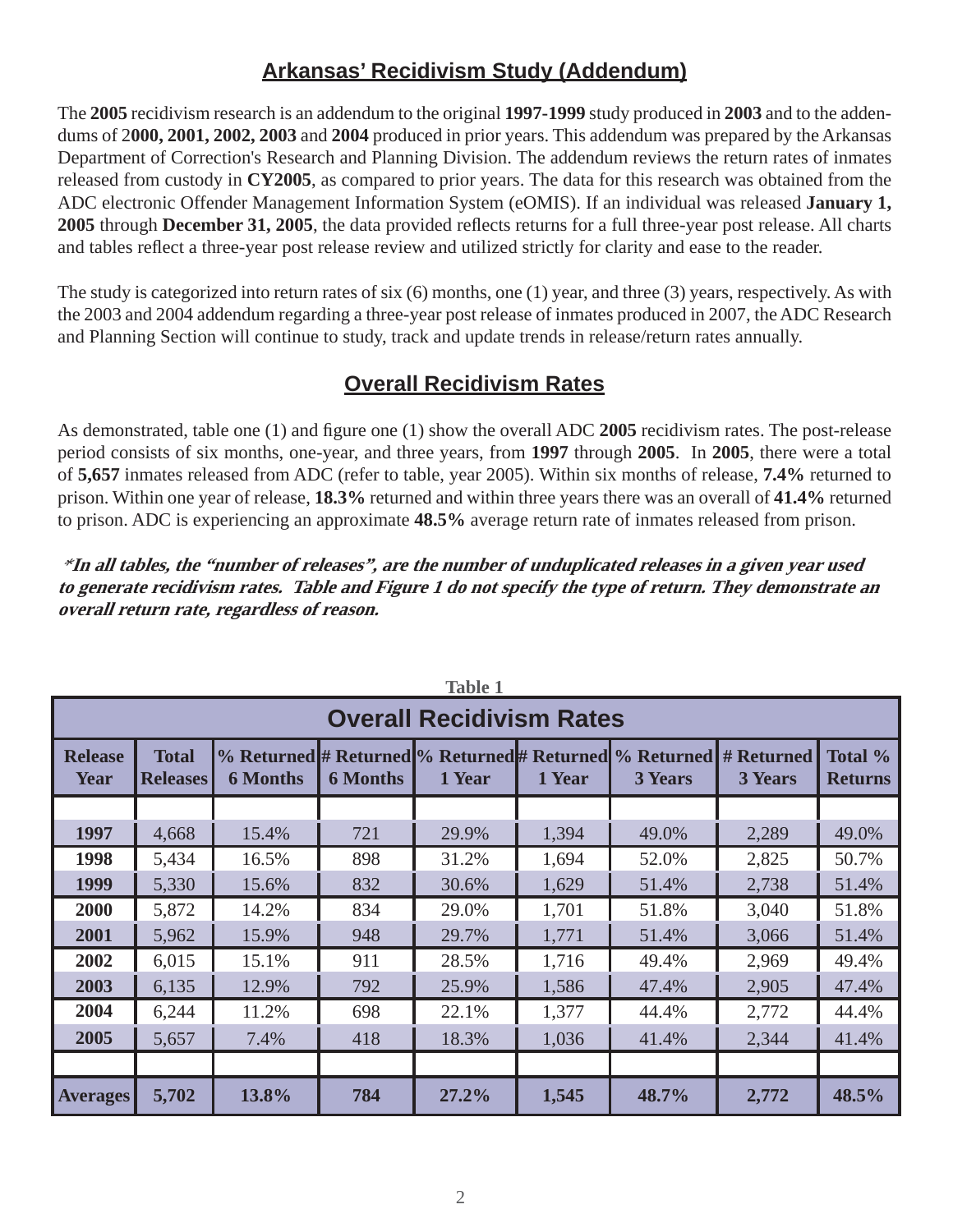## Arkansas' Recidivism Study (Addendum)

The **2005** recidivism research is an addendum to the original **1997-1999** study produced in **2003** and to the addendums of 2**000, 2001, 2002, 2003** and **2004** produced in prior years. This addendum was prepared by the Arkansas Department of Correction's Research and Planning Division. The addendum reviews the return rates of inmates released from custody in **CY2005**, as compared to prior years. The data for this research was obtained from the ADC electronic Offender Management Information System (eOMIS). If an individual was released **January 1, 2005** through **December 31, 2005**, the data provided reflects returns for a full three-year post release. All charts and tables reflect a three-year post release review and utilized strictly for clarity and ease to the reader.

The study is categorized into return rates of six (6) months, one (1) year, and three (3) years, respectively. As with the 2003 and 2004 addendum regarding a three-year post release of inmates produced in 2007, the ADC Research and Planning Section will continue to study, track and update trends in release/return rates annually.

## Overall Recidivism Rates

As demonstrated, table one (1) and figure one (1) show the overall ADC **2005** recidivism rates. The post-release period consists of six months, one-year, and three years, from **1997** through **2005**. In **2005**, there were a total of **5,657** inmates released from ADC (refer to table, year 2005). Within six months of release, **7.4%** returned to prison. Within one year of release, **18.3%** returned and within three years there was an overall of **41.4%** returned to prison. ADC is experiencing an approximate **48.5%** average return rate of inmates released from prison.

***In all tables, the "number of releases", are the number of unduplicated releases in a given year used to generate recidivism rates. Table and Figure 1 do not specify the type of return. They demonstrate an overall return rate, regardless of reason.***

**Table 1**

**Overall Recidivism Rates**

| Release Year | Total Releases | % Returned 6 Months | # Returned 6 Months | % Returned 1 Year | # Returned 1 Year | % Returned 3 Years | # Returned 3 Years | Total % Returns |
|---|---|---|---|---|---|---|---|---|
| 1997 | 4,668 | 15.4% | 721 | 29.9% | 1,394 | 49.0% | 2,289 | 49.0% |
| 1998 | 5,434 | 16.5% | 898 | 31.2% | 1,694 | 52.0% | 2,825 | 50.7% |
| 1999 | 5,330 | 15.6% | 832 | 30.6% | 1,629 | 51.4% | 2,738 | 51.4% |
| 2000 | 5,872 | 14.2% | 834 | 29.0% | 1,701 | 51.8% | 3,040 | 51.8% |
| 2001 | 5,962 | 15.9% | 948 | 29.7% | 1,771 | 51.4% | 3,066 | 51.4% |
| 2002 | 6,015 | 15.1% | 911 | 28.5% | 1,716 | 49.4% | 2,969 | 49.4% |
| 2003 | 6,135 | 12.9% | 792 | 25.9% | 1,586 | 47.4% | 2,905 | 47.4% |
| 2004 | 6,244 | 11.2% | 698 | 22.1% | 1,377 | 44.4% | 2,772 | 44.4% |
| 2005 | 5,657 | 7.4% | 418 | 18.3% | 1,036 | 41.4% | 2,344 | 41.4% |
| **Averages** | **5,702** | **13.8%** | **784** | **27.2%** | **1,545** | **48.7%** | **2,772** | **48.5%** |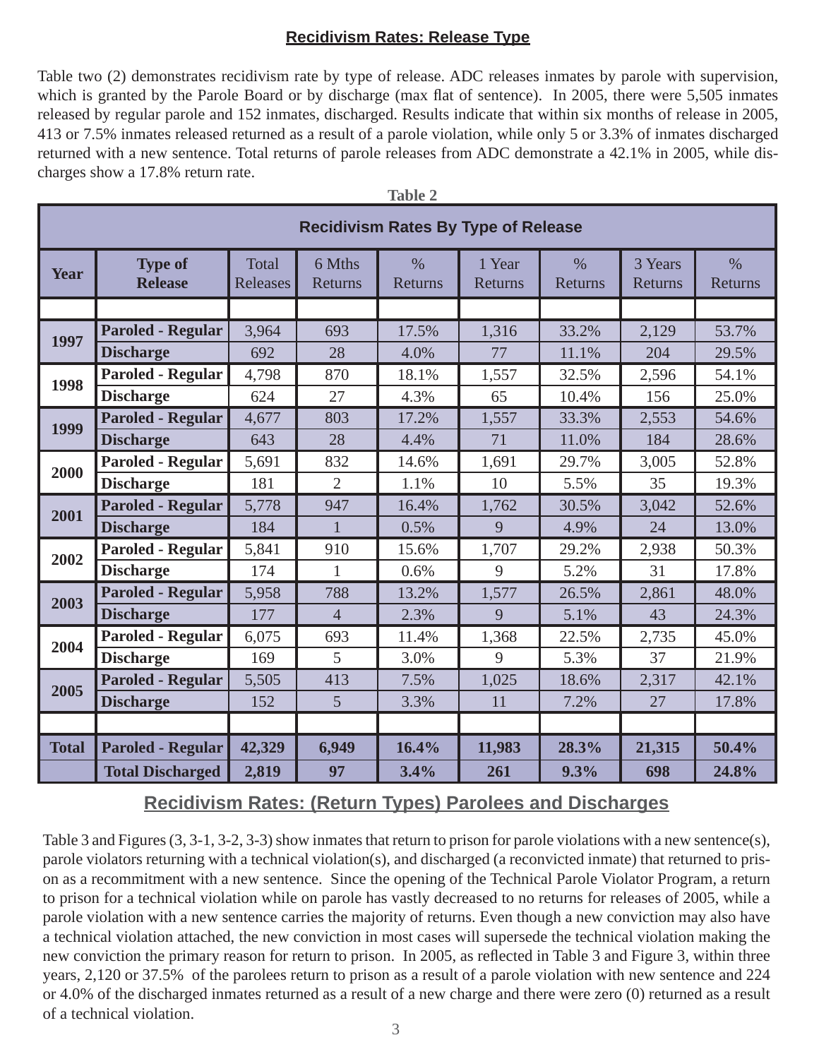## Recidivism Rates: Release Type

Table two (2) demonstrates recidivism rate by type of release. ADC releases inmates by parole with supervision, which is granted by the Parole Board or by discharge (max flat of sentence). In 2005, there were 5,505 inmates released by regular parole and 152 inmates, discharged. Results indicate that within six months of release in 2005, 413 or 7.5% inmates released returned as a result of a parole violation, while only 5 or 3.3% of inmates discharged returned with a new sentence. Total returns of parole releases from ADC demonstrate a 42.1% in 2005, while discharges show a 17.8% return rate.

**Table 2**

**Recidivism Rates By Type of Release**

| Year | Type of Release | Total Releases | 6 Mths Returns | % Returns | 1 Year Returns | % Returns | 3 Years Returns | % Returns |
|---|---|---|---|---|---|---|---|---|
| | | | | | | | | |
| 1997 | Paroled - Regular | 3,964 | 693 | 17.5% | 1,316 | 33.2% | 2,129 | 53.7% |
| | Discharge | 692 | 28 | 4.0% | 77 | 11.1% | 204 | 29.5% |
| 1998 | Paroled - Regular | 4,798 | 870 | 18.1% | 1,557 | 32.5% | 2,596 | 54.1% |
| | Discharge | 624 | 27 | 4.3% | 65 | 10.4% | 156 | 25.0% |
| 1999 | Paroled - Regular | 4,677 | 803 | 17.2% | 1,557 | 33.3% | 2,553 | 54.6% |
| | Discharge | 643 | 28 | 4.4% | 71 | 11.0% | 184 | 28.6% |
| 2000 | Paroled - Regular | 5,691 | 832 | 14.6% | 1,691 | 29.7% | 3,005 | 52.8% |
| | Discharge | 181 | 2 | 1.1% | 10 | 5.5% | 35 | 19.3% |
| 2001 | Paroled - Regular | 5,778 | 947 | 16.4% | 1,762 | 30.5% | 3,042 | 52.6% |
| | Discharge | 184 | 1 | 0.5% | 9 | 4.9% | 24 | 13.0% |
| 2002 | Paroled - Regular | 5,841 | 910 | 15.6% | 1,707 | 29.2% | 2,938 | 50.3% |
| | Discharge | 174 | 1 | 0.6% | 9 | 5.2% | 31 | 17.8% |
| 2003 | Paroled - Regular | 5,958 | 788 | 13.2% | 1,577 | 26.5% | 2,861 | 48.0% |
| | Discharge | 177 | 4 | 2.3% | 9 | 5.1% | 43 | 24.3% |
| 2004 | Paroled - Regular | 6,075 | 693 | 11.4% | 1,368 | 22.5% | 2,735 | 45.0% |
| | Discharge | 169 | 5 | 3.0% | 9 | 5.3% | 37 | 21.9% |
| 2005 | Paroled - Regular | 5,505 | 413 | 7.5% | 1,025 | 18.6% | 2,317 | 42.1% |
| | Discharge | 152 | 5 | 3.3% | 11 | 7.2% | 27 | 17.8% |
| | | | | | | | | |
| **Total** | **Paroled - Regular** | **42,329** | **6,949** | **16.4%** | **11,983** | **28.3%** | **21,315** | **50.4%** |
| | **Total Discharged** | **2,819** | **97** | **3.4%** | **261** | **9.3%** | **698** | **24.8%** |

## Recidivism Rates: (Return Types) Parolees and Discharges

Table 3 and Figures (3, 3-1, 3-2, 3-3) show inmates that return to prison for parole violations with a new sentence(s), parole violators returning with a technical violation(s), and discharged (a reconvicted inmate) that returned to prison as a recommitment with a new sentence. Since the opening of the Technical Parole Violator Program, a return to prison for a technical violation while on parole has vastly decreased to no returns for releases of 2005, while a parole violation with a new sentence carries the majority of returns. Even though a new conviction may also have a technical violation attached, the new conviction in most cases will supersede the technical violation making the new conviction the primary reason for return to prison. In 2005, as reflected in Table 3 and Figure 3, within three years, 2,120 or 37.5% of the parolees return to prison as a result of a parole violation with new sentence and 224 or 4.0% of the discharged inmates returned as a result of a new charge and there were zero (0) returned as a result of a technical violation.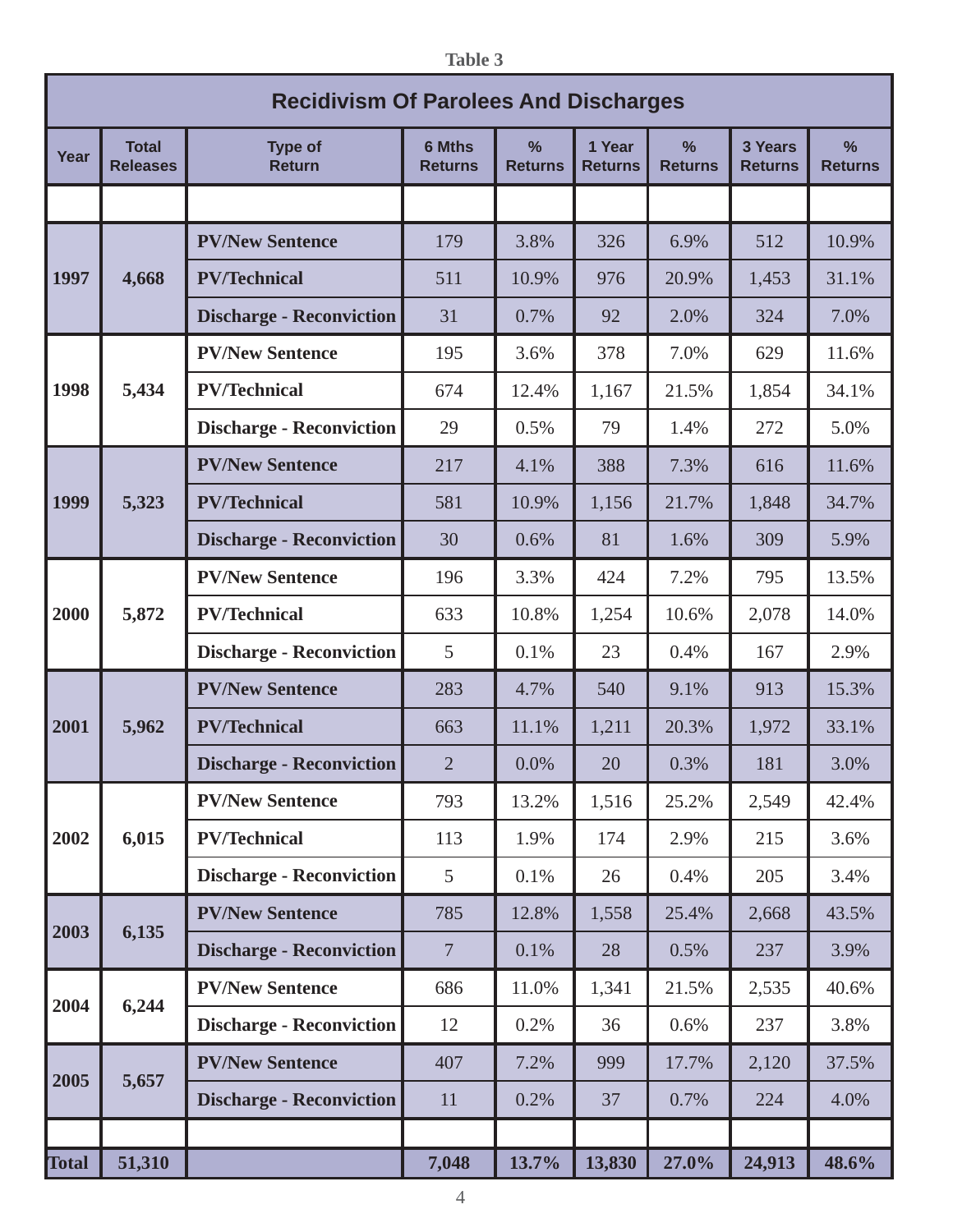**Table 3**

| Recidivism Of Parolees And Discharges | | | | | | | | |
|---|---|---|---|---|---|---|---|---|
| **Year** | **Total Releases** | **Type of Return** | **6 Mths Returns** | **% Returns** | **1 Year Returns** | **% Returns** | **3 Years Returns** | **% Returns** |
| | | | | | | | | |
| **1997** | **4,668** | **PV/New Sentence** | 179 | 3.8% | 326 | 6.9% | 512 | 10.9% |
| | | **PV/Technical** | 511 | 10.9% | 976 | 20.9% | 1,453 | 31.1% |
| | | **Discharge - Reconviction** | 31 | 0.7% | 92 | 2.0% | 324 | 7.0% |
| **1998** | **5,434** | **PV/New Sentence** | 195 | 3.6% | 378 | 7.0% | 629 | 11.6% |
| | | **PV/Technical** | 674 | 12.4% | 1,167 | 21.5% | 1,854 | 34.1% |
| | | **Discharge - Reconviction** | 29 | 0.5% | 79 | 1.4% | 272 | 5.0% |
| **1999** | **5,323** | **PV/New Sentence** | 217 | 4.1% | 388 | 7.3% | 616 | 11.6% |
| | | **PV/Technical** | 581 | 10.9% | 1,156 | 21.7% | 1,848 | 34.7% |
| | | **Discharge - Reconviction** | 30 | 0.6% | 81 | 1.6% | 309 | 5.9% |
| **2000** | **5,872** | **PV/New Sentence** | 196 | 3.3% | 424 | 7.2% | 795 | 13.5% |
| | | **PV/Technical** | 633 | 10.8% | 1,254 | 10.6% | 2,078 | 14.0% |
| | | **Discharge - Reconviction** | 5 | 0.1% | 23 | 0.4% | 167 | 2.9% |
| **2001** | **5,962** | **PV/New Sentence** | 283 | 4.7% | 540 | 9.1% | 913 | 15.3% |
| | | **PV/Technical** | 663 | 11.1% | 1,211 | 20.3% | 1,972 | 33.1% |
| | | **Discharge - Reconviction** | 2 | 0.0% | 20 | 0.3% | 181 | 3.0% |
| **2002** | **6,015** | **PV/New Sentence** | 793 | 13.2% | 1,516 | 25.2% | 2,549 | 42.4% |
| | | **PV/Technical** | 113 | 1.9% | 174 | 2.9% | 215 | 3.6% |
| | | **Discharge - Reconviction** | 5 | 0.1% | 26 | 0.4% | 205 | 3.4% |
| **2003** | **6,135** | **PV/New Sentence** | 785 | 12.8% | 1,558 | 25.4% | 2,668 | 43.5% |
| | | **Discharge - Reconviction** | 7 | 0.1% | 28 | 0.5% | 237 | 3.9% |
| **2004** | **6,244** | **PV/New Sentence** | 686 | 11.0% | 1,341 | 21.5% | 2,535 | 40.6% |
| | | **Discharge - Reconviction** | 12 | 0.2% | 36 | 0.6% | 237 | 3.8% |
| **2005** | **5,657** | **PV/New Sentence** | 407 | 7.2% | 999 | 17.7% | 2,120 | 37.5% |
| | | **Discharge - Reconviction** | 11 | 0.2% | 37 | 0.7% | 224 | 4.0% |
| | | | | | | | | |
| **Total** | **51,310** | | **7,048** | **13.7%** | **13,830** | **27.0%** | **24,913** | **48.6%** |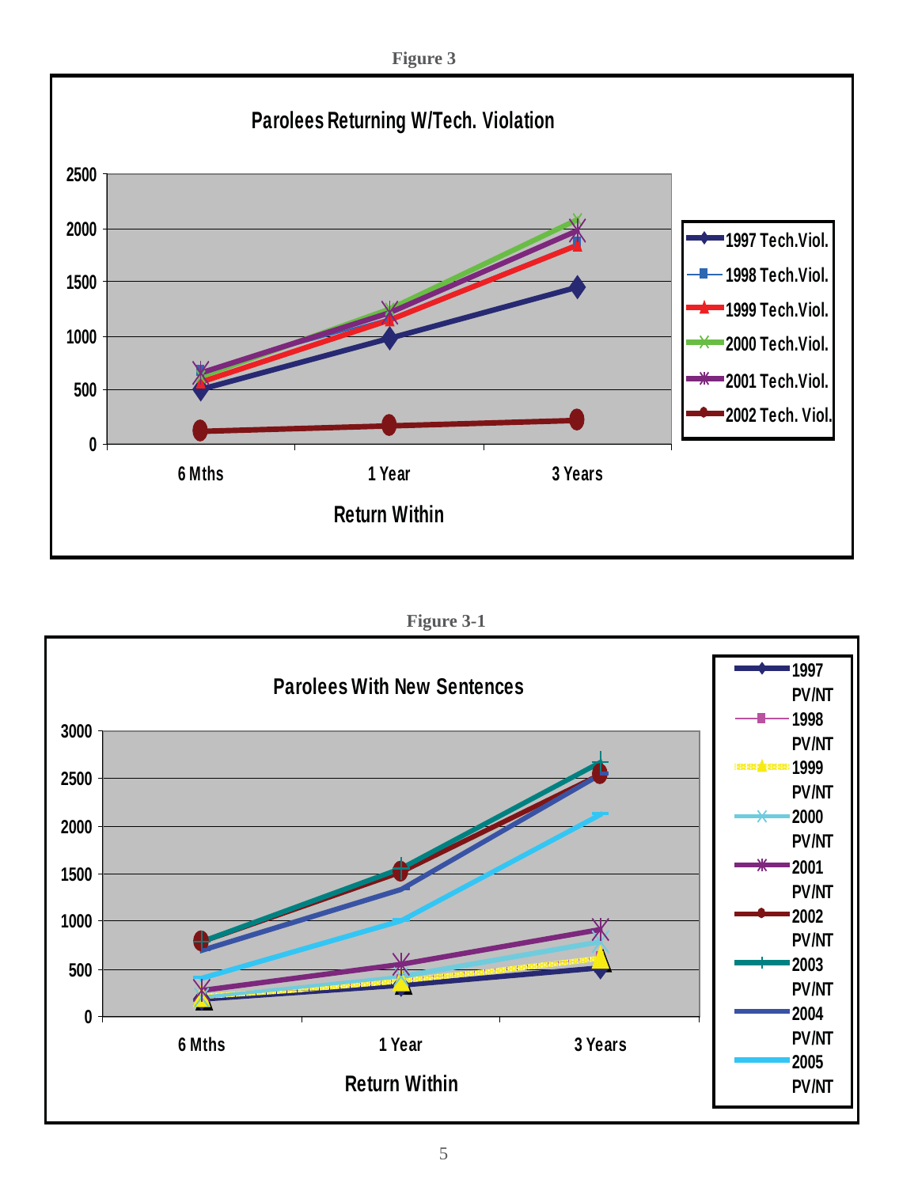**Figure 3**

**Parolees Returning W/Tech. Violation**

Legend: 1997 Tech.Viol., 1998 Tech.Viol., 1999 Tech.Viol., 2000 Tech.Viol., 2001 Tech.Viol., 2002 Tech. Viol.

Y-axis: 0, 500, 1000, 1500, 2000, 2500

X-axis: 6 Mths, 1 Year, 3 Years

Return Within

**Figure 3-1**

**Parolees With New Sentences**

Legend: 1997 PV/NT, 1998 PV/NT, 1999 PV/NT, 2000 PV/NT, 2001 PV/NT, 2002 PV/NT, 2003 PV/NT, 2004 PV/NT, 2005 PV/NT

Y-axis: 0, 500, 1000, 1500, 2000, 2500, 3000

X-axis: 6 Mths, 1 Year, 3 Years

Return Within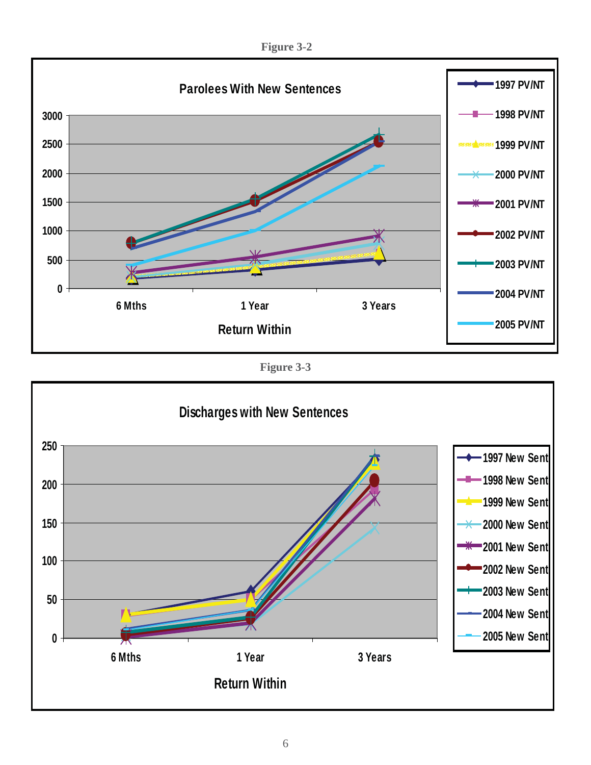Figure 3-2

**Parolees With New Sentences**

Legend: 1997 PV/NT, 1998 PV/NT, 1999 PV/NT, 2000 PV/NT, 2001 PV/NT, 2002 PV/NT, 2003 PV/NT, 2004 PV/NT, 2005 PV/NT

Y-axis: 0, 500, 1000, 1500, 2000, 2500, 3000

X-axis (Return Within): 6 Mths, 1 Year, 3 Years

Figure 3-3

**Discharges with New Sentences**

Legend: 1997 New Sent, 1998 New Sent, 1999 New Sent, 2000 New Sent, 2001 New Sent, 2002 New Sent, 2003 New Sent, 2004 New Sent, 2005 New Sent

Y-axis: 0, 50, 100, 150, 200, 250

X-axis (Return Within): 6 Mths, 1 Year, 3 Years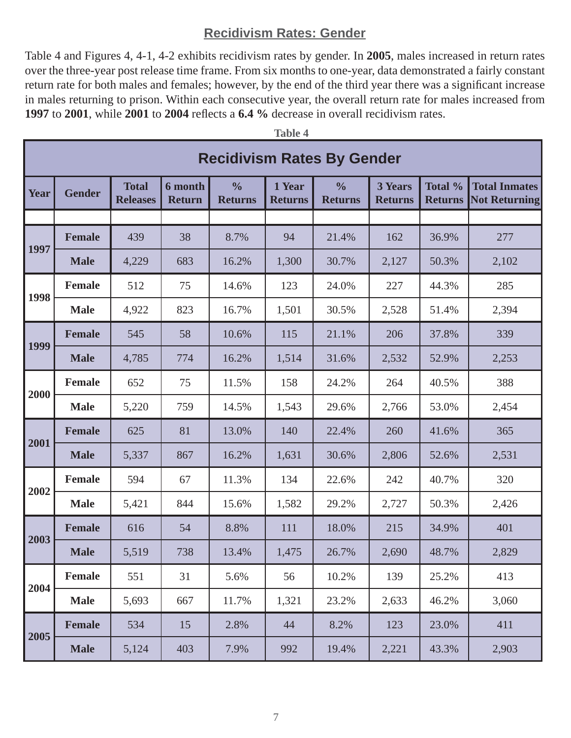## Recidivism Rates: Gender

Table 4 and Figures 4, 4-1, 4-2 exhibits recidivism rates by gender. In **2005**, males increased in return rates over the three-year post release time frame. From six months to one-year, data demonstrated a fairly constant return rate for both males and females; however, by the end of the third year there was a significant increase in males returning to prison. Within each consecutive year, the overall return rate for males increased from **1997** to **2001**, while **2001** to **2004** reflects a **6.4 %** decrease in overall recidivism rates.

**Table 4**

**Recidivism Rates By Gender**

| Year | Gender | Total Releases | 6 month Return | % Returns | 1 Year Returns | % Returns | 3 Years Returns | Total % Returns | Total Inmates Not Returning |
|---|---|---|---|---|---|---|---|---|---|
| 1997 | Female | 439 | 38 | 8.7% | 94 | 21.4% | 162 | 36.9% | 277 |
| | Male | 4,229 | 683 | 16.2% | 1,300 | 30.7% | 2,127 | 50.3% | 2,102 |
| 1998 | Female | 512 | 75 | 14.6% | 123 | 24.0% | 227 | 44.3% | 285 |
| | Male | 4,922 | 823 | 16.7% | 1,501 | 30.5% | 2,528 | 51.4% | 2,394 |
| 1999 | Female | 545 | 58 | 10.6% | 115 | 21.1% | 206 | 37.8% | 339 |
| | Male | 4,785 | 774 | 16.2% | 1,514 | 31.6% | 2,532 | 52.9% | 2,253 |
| 2000 | Female | 652 | 75 | 11.5% | 158 | 24.2% | 264 | 40.5% | 388 |
| | Male | 5,220 | 759 | 14.5% | 1,543 | 29.6% | 2,766 | 53.0% | 2,454 |
| 2001 | Female | 625 | 81 | 13.0% | 140 | 22.4% | 260 | 41.6% | 365 |
| | Male | 5,337 | 867 | 16.2% | 1,631 | 30.6% | 2,806 | 52.6% | 2,531 |
| 2002 | Female | 594 | 67 | 11.3% | 134 | 22.6% | 242 | 40.7% | 320 |
| | Male | 5,421 | 844 | 15.6% | 1,582 | 29.2% | 2,727 | 50.3% | 2,426 |
| 2003 | Female | 616 | 54 | 8.8% | 111 | 18.0% | 215 | 34.9% | 401 |
| | Male | 5,519 | 738 | 13.4% | 1,475 | 26.7% | 2,690 | 48.7% | 2,829 |
| 2004 | Female | 551 | 31 | 5.6% | 56 | 10.2% | 139 | 25.2% | 413 |
| | Male | 5,693 | 667 | 11.7% | 1,321 | 23.2% | 2,633 | 46.2% | 3,060 |
| 2005 | Female | 534 | 15 | 2.8% | 44 | 8.2% | 123 | 23.0% | 411 |
| | Male | 5,124 | 403 | 7.9% | 992 | 19.4% | 2,221 | 43.3% | 2,903 |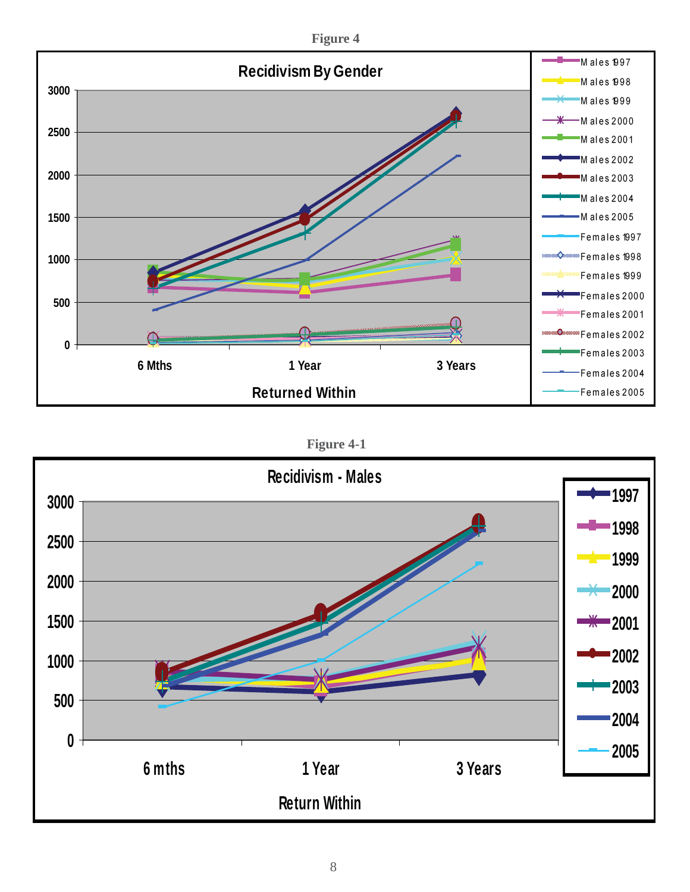Figure 4

**Recidivism By Gender**

Y-axis: 0, 500, 1000, 1500, 2000, 2500, 3000

X-axis (Returned Within): 6 Mths, 1 Year, 3 Years

Legend: Males 1997, Males 1998, Males 1999, Males 2000, Males 2001, Males 2002, Males 2003, Males 2004, Males 2005, Females 1997, Females 1998, Females 1999, Females 2000, Females 2001, Females 2002, Females 2003, Females 2004, Females 2005

Figure 4-1

**Recidivism - Males**

Y-axis: 0, 500, 1000, 1500, 2000, 2500, 3000

X-axis (Return Within): 6 mths, 1 Year, 3 Years

Legend: 1997, 1998, 1999, 2000, 2001, 2002, 2003, 2004, 2005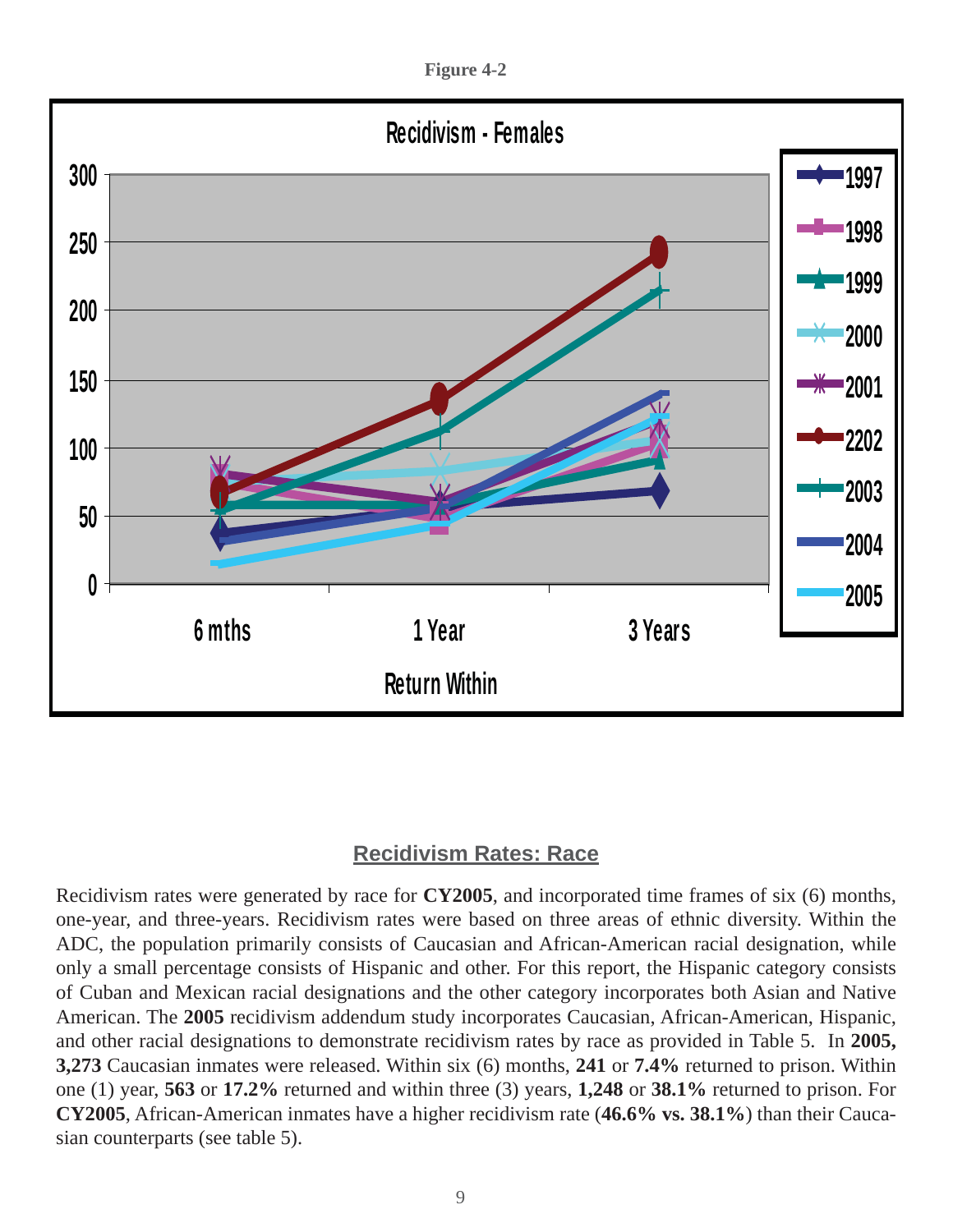**Figure 4-2**

## Recidivism Rates: Race

Recidivism rates were generated by race for **CY2005**, and incorporated time frames of six (6) months, one-year, and three-years. Recidivism rates were based on three areas of ethnic diversity. Within the ADC, the population primarily consists of Caucasian and African-American racial designation, while only a small percentage consists of Hispanic and other. For this report, the Hispanic category consists of Cuban and Mexican racial designations and the other category incorporates both Asian and Native American. The **2005** recidivism addendum study incorporates Caucasian, African-American, Hispanic, and other racial designations to demonstrate recidivism rates by race as provided in Table 5. In **2005, 3,273** Caucasian inmates were released. Within six (6) months, **241** or **7.4%** returned to prison. Within one (1) year, **563** or **17.2%** returned and within three (3) years, **1,248** or **38.1%** returned to prison. For **CY2005**, African-American inmates have a higher recidivism rate (**46.6% vs. 38.1%**) than their Caucasian counterparts (see table 5).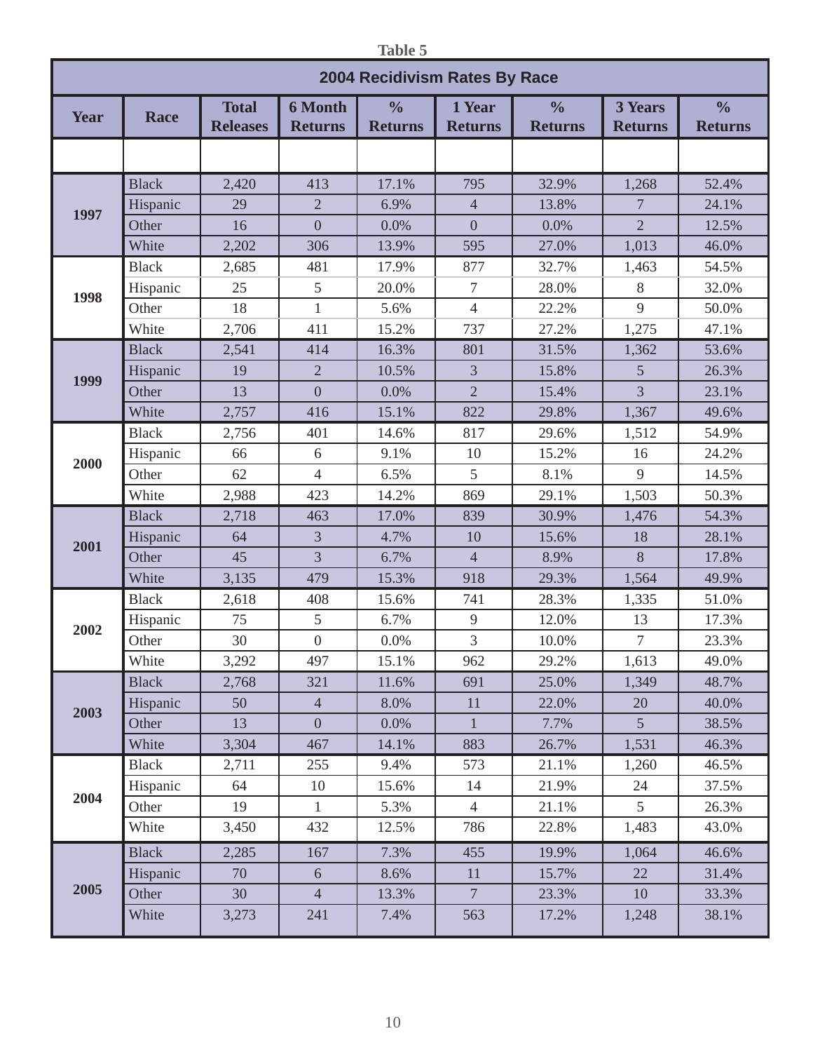**Table 5**

| 2004 Recidivism Rates By Race | | | | | | | | |
|---|---|---|---|---|---|---|---|---|
| **Year** | **Race** | **Total Releases** | **6 Month Returns** | **% Returns** | **1 Year Returns** | **% Returns** | **3 Years Returns** | **% Returns** |
| **1997** | Black | 2,420 | 413 | 17.1% | 795 | 32.9% | 1,268 | 52.4% |
| | Hispanic | 29 | 2 | 6.9% | 4 | 13.8% | 7 | 24.1% |
| | Other | 16 | 0 | 0.0% | 0 | 0.0% | 2 | 12.5% |
| | White | 2,202 | 306 | 13.9% | 595 | 27.0% | 1,013 | 46.0% |
| **1998** | Black | 2,685 | 481 | 17.9% | 877 | 32.7% | 1,463 | 54.5% |
| | Hispanic | 25 | 5 | 20.0% | 7 | 28.0% | 8 | 32.0% |
| | Other | 18 | 1 | 5.6% | 4 | 22.2% | 9 | 50.0% |
| | White | 2,706 | 411 | 15.2% | 737 | 27.2% | 1,275 | 47.1% |
| **1999** | Black | 2,541 | 414 | 16.3% | 801 | 31.5% | 1,362 | 53.6% |
| | Hispanic | 19 | 2 | 10.5% | 3 | 15.8% | 5 | 26.3% |
| | Other | 13 | 0 | 0.0% | 2 | 15.4% | 3 | 23.1% |
| | White | 2,757 | 416 | 15.1% | 822 | 29.8% | 1,367 | 49.6% |
| **2000** | Black | 2,756 | 401 | 14.6% | 817 | 29.6% | 1,512 | 54.9% |
| | Hispanic | 66 | 6 | 9.1% | 10 | 15.2% | 16 | 24.2% |
| | Other | 62 | 4 | 6.5% | 5 | 8.1% | 9 | 14.5% |
| | White | 2,988 | 423 | 14.2% | 869 | 29.1% | 1,503 | 50.3% |
| **2001** | Black | 2,718 | 463 | 17.0% | 839 | 30.9% | 1,476 | 54.3% |
| | Hispanic | 64 | 3 | 4.7% | 10 | 15.6% | 18 | 28.1% |
| | Other | 45 | 3 | 6.7% | 4 | 8.9% | 8 | 17.8% |
| | White | 3,135 | 479 | 15.3% | 918 | 29.3% | 1,564 | 49.9% |
| **2002** | Black | 2,618 | 408 | 15.6% | 741 | 28.3% | 1,335 | 51.0% |
| | Hispanic | 75 | 5 | 6.7% | 9 | 12.0% | 13 | 17.3% |
| | Other | 30 | 0 | 0.0% | 3 | 10.0% | 7 | 23.3% |
| | White | 3,292 | 497 | 15.1% | 962 | 29.2% | 1,613 | 49.0% |
| **2003** | Black | 2,768 | 321 | 11.6% | 691 | 25.0% | 1,349 | 48.7% |
| | Hispanic | 50 | 4 | 8.0% | 11 | 22.0% | 20 | 40.0% |
| | Other | 13 | 0 | 0.0% | 1 | 7.7% | 5 | 38.5% |
| | White | 3,304 | 467 | 14.1% | 883 | 26.7% | 1,531 | 46.3% |
| **2004** | Black | 2,711 | 255 | 9.4% | 573 | 21.1% | 1,260 | 46.5% |
| | Hispanic | 64 | 10 | 15.6% | 14 | 21.9% | 24 | 37.5% |
| | Other | 19 | 1 | 5.3% | 4 | 21.1% | 5 | 26.3% |
| | White | 3,450 | 432 | 12.5% | 786 | 22.8% | 1,483 | 43.0% |
| **2005** | Black | 2,285 | 167 | 7.3% | 455 | 19.9% | 1,064 | 46.6% |
| | Hispanic | 70 | 6 | 8.6% | 11 | 15.7% | 22 | 31.4% |
| | Other | 30 | 4 | 13.3% | 7 | 23.3% | 10 | 33.3% |
| | White | 3,273 | 241 | 7.4% | 563 | 17.2% | 1,248 | 38.1% |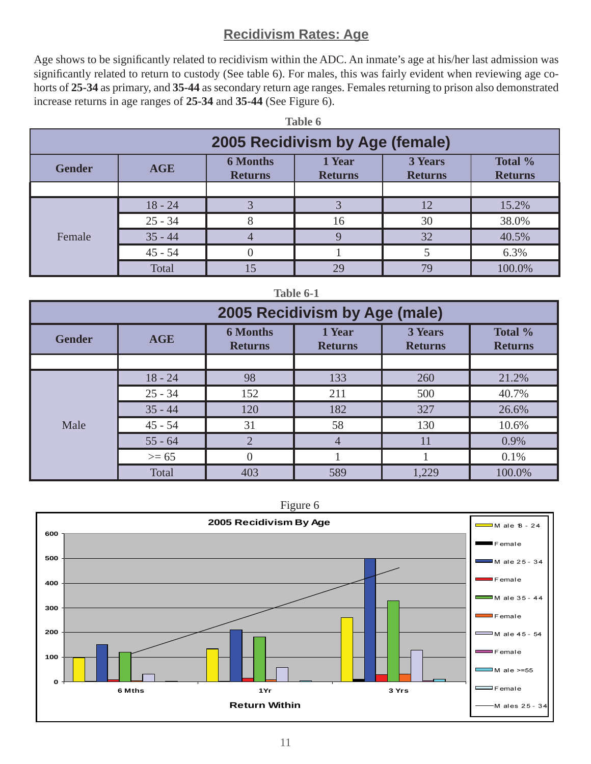## Recidivism Rates: Age

Age shows to be significantly related to recidivism within the ADC. An inmate's age at his/her last admission was significantly related to return to custody (See table 6). For males, this was fairly evident when reviewing age cohorts of **25-34** as primary, and **35-44** as secondary return age ranges. Females returning to prison also demonstrated increase returns in age ranges of **25-34** and **35-44** (See Figure 6).

**Table 6**

**2005 Recidivism by Age (female)**

| Gender | AGE | 6 Months Returns | 1 Year Returns | 3 Years Returns | Total % Returns |
|---|---|---|---|---|---|
| | | | | | |
| Female | 18 - 24 | 3 | 3 | 12 | 15.2% |
| | 25 - 34 | 8 | 16 | 30 | 38.0% |
| | 35 - 44 | 4 | 9 | 32 | 40.5% |
| | 45 - 54 | 0 | 1 | 5 | 6.3% |
| | Total | 15 | 29 | 79 | 100.0% |

**Table 6-1**

**2005 Recidivism by Age (male)**

| Gender | AGE | 6 Months Returns | 1 Year Returns | 3 Years Returns | Total % Returns |
|---|---|---|---|---|---|
| | | | | | |
| Male | 18 - 24 | 98 | 133 | 260 | 21.2% |
| | 25 - 34 | 152 | 211 | 500 | 40.7% |
| | 35 - 44 | 120 | 182 | 327 | 26.6% |
| | 45 - 54 | 31 | 58 | 130 | 10.6% |
| | 55 - 64 | 2 | 4 | 11 | 0.9% |
| | >= 65 | 0 | 1 | 1 | 0.1% |
| | Total | 403 | 589 | 1,229 | 100.0% |

Figure 6

**2005 Recidivism By Age**

Legend: Male 18 - 24; Female; Male 25 - 34; Female; Male 35 - 44; Female; Male 45 - 54; Female; Male >=55; Female; Males 25 - 34

Return Within: 6 Mths, 1Yr, 3 Yrs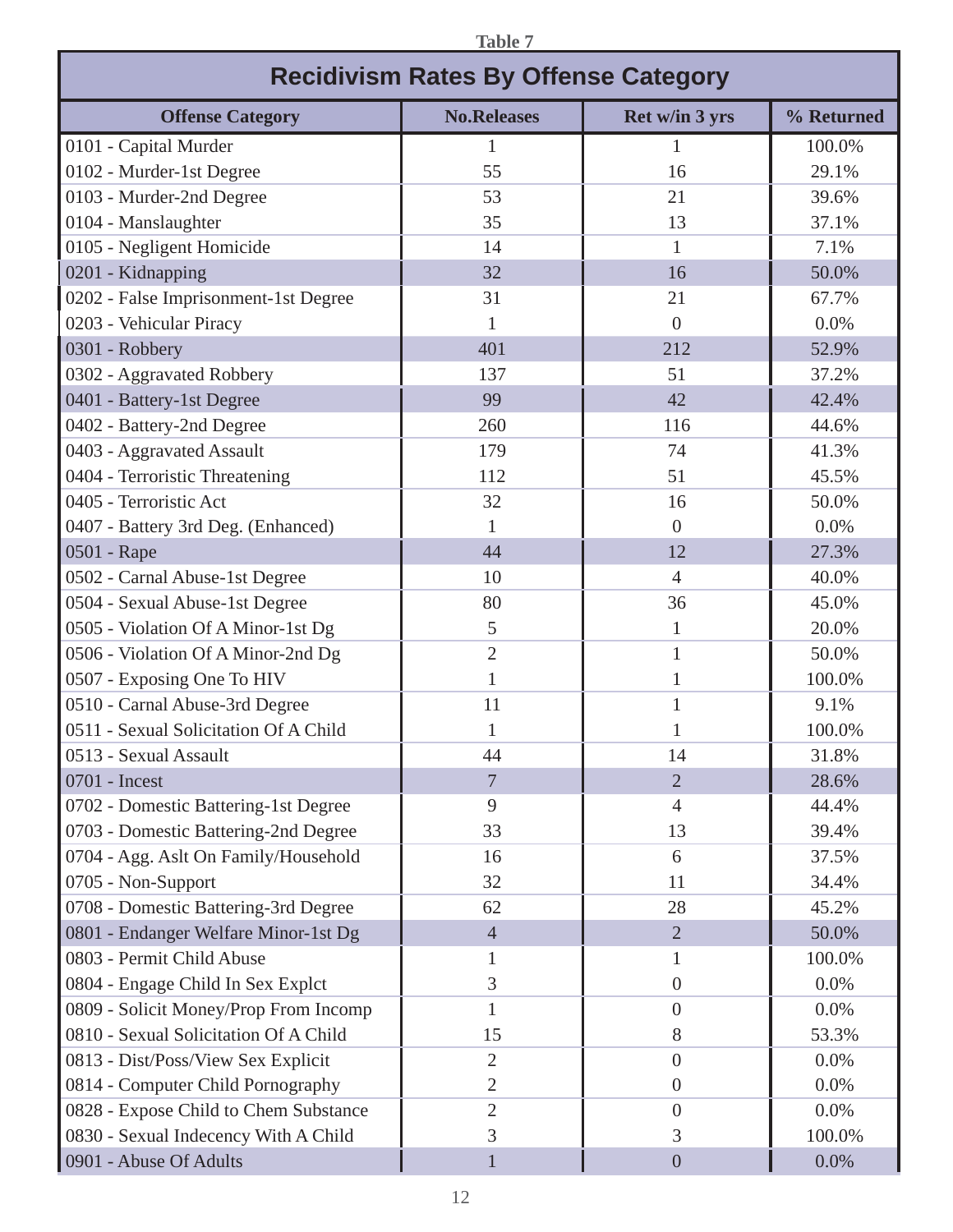Table 7

## Recidivism Rates By Offense Category

| Offense Category | No.Releases | Ret w/in 3 yrs | % Returned |
|---|---|---|---|
| 0101 - Capital Murder | 1 | 1 | 100.0% |
| 0102 - Murder-1st Degree | 55 | 16 | 29.1% |
| 0103 - Murder-2nd Degree | 53 | 21 | 39.6% |
| 0104 - Manslaughter | 35 | 13 | 37.1% |
| 0105 - Negligent Homicide | 14 | 1 | 7.1% |
| 0201 - Kidnapping | 32 | 16 | 50.0% |
| 0202 - False Imprisonment-1st Degree | 31 | 21 | 67.7% |
| 0203 - Vehicular Piracy | 1 | 0 | 0.0% |
| 0301 - Robbery | 401 | 212 | 52.9% |
| 0302 - Aggravated Robbery | 137 | 51 | 37.2% |
| 0401 - Battery-1st Degree | 99 | 42 | 42.4% |
| 0402 - Battery-2nd Degree | 260 | 116 | 44.6% |
| 0403 - Aggravated Assault | 179 | 74 | 41.3% |
| 0404 - Terroristic Threatening | 112 | 51 | 45.5% |
| 0405 - Terroristic Act | 32 | 16 | 50.0% |
| 0407 - Battery 3rd Deg. (Enhanced) | 1 | 0 | 0.0% |
| 0501 - Rape | 44 | 12 | 27.3% |
| 0502 - Carnal Abuse-1st Degree | 10 | 4 | 40.0% |
| 0504 - Sexual Abuse-1st Degree | 80 | 36 | 45.0% |
| 0505 - Violation Of A Minor-1st Dg | 5 | 1 | 20.0% |
| 0506 - Violation Of A Minor-2nd Dg | 2 | 1 | 50.0% |
| 0507 - Exposing One To HIV | 1 | 1 | 100.0% |
| 0510 - Carnal Abuse-3rd Degree | 11 | 1 | 9.1% |
| 0511 - Sexual Solicitation Of A Child | 1 | 1 | 100.0% |
| 0513 - Sexual Assault | 44 | 14 | 31.8% |
| 0701 - Incest | 7 | 2 | 28.6% |
| 0702 - Domestic Battering-1st Degree | 9 | 4 | 44.4% |
| 0703 - Domestic Battering-2nd Degree | 33 | 13 | 39.4% |
| 0704 - Agg. Aslt On Family/Household | 16 | 6 | 37.5% |
| 0705 - Non-Support | 32 | 11 | 34.4% |
| 0708 - Domestic Battering-3rd Degree | 62 | 28 | 45.2% |
| 0801 - Endanger Welfare Minor-1st Dg | 4 | 2 | 50.0% |
| 0803 - Permit Child Abuse | 1 | 1 | 100.0% |
| 0804 - Engage Child In Sex Explct | 3 | 0 | 0.0% |
| 0809 - Solicit Money/Prop From Incomp | 1 | 0 | 0.0% |
| 0810 - Sexual Solicitation Of A Child | 15 | 8 | 53.3% |
| 0813 - Dist/Poss/View Sex Explicit | 2 | 0 | 0.0% |
| 0814 - Computer Child Pornography | 2 | 0 | 0.0% |
| 0828 - Expose Child to Chem Substance | 2 | 0 | 0.0% |
| 0830 - Sexual Indecency With A Child | 3 | 3 | 100.0% |
| 0901 - Abuse Of Adults | 1 | 0 | 0.0% |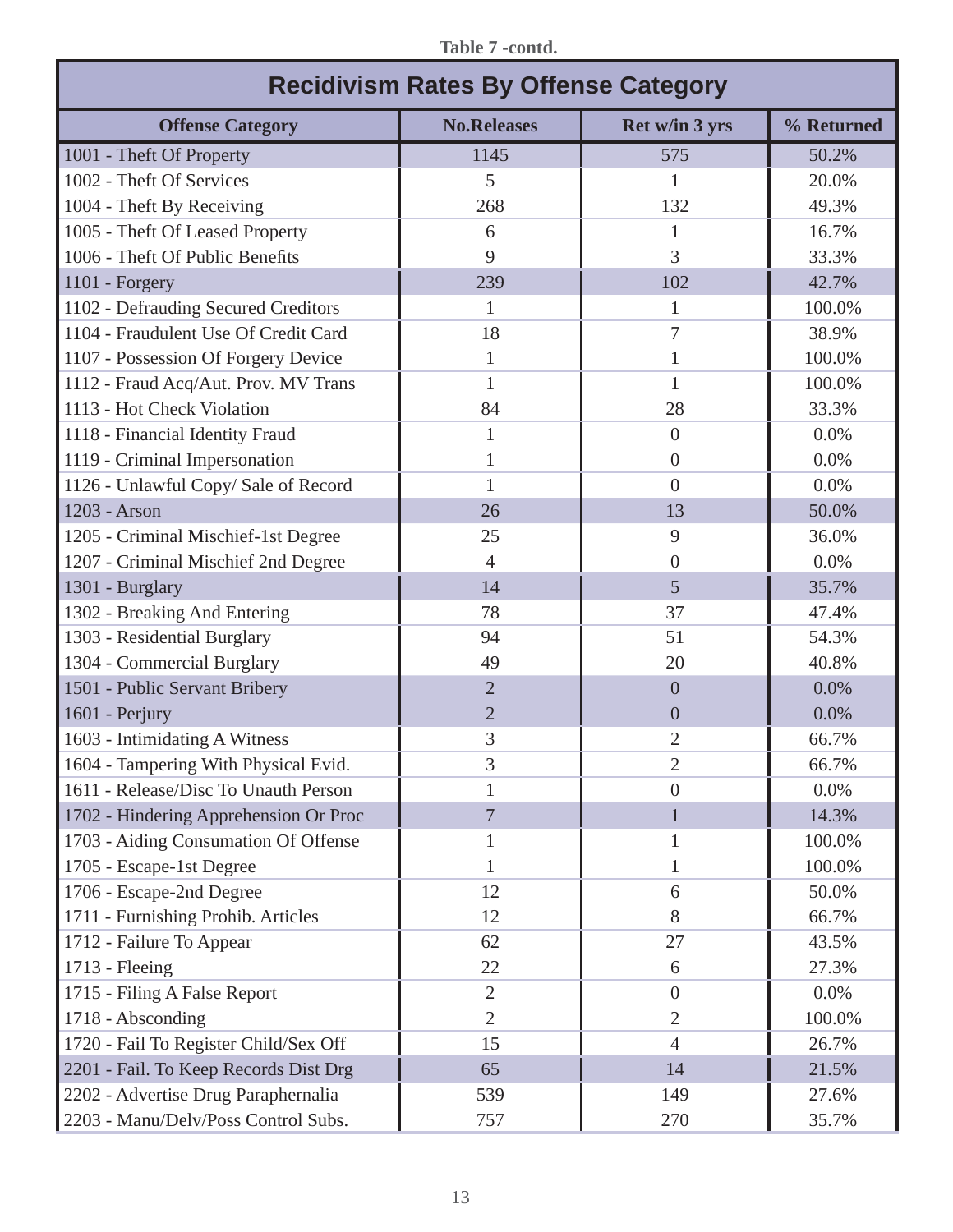Table 7 -contd.

| Recidivism Rates By Offense Category | | | |
|---|---|---|---|
| **Offense Category** | **No.Releases** | **Ret w/in 3 yrs** | **% Returned** |
| 1001 - Theft Of Property | 1145 | 575 | 50.2% |
| 1002 - Theft Of Services | 5 | 1 | 20.0% |
| 1004 - Theft By Receiving | 268 | 132 | 49.3% |
| 1005 - Theft Of Leased Property | 6 | 1 | 16.7% |
| 1006 - Theft Of Public Benefits | 9 | 3 | 33.3% |
| 1101 - Forgery | 239 | 102 | 42.7% |
| 1102 - Defrauding Secured Creditors | 1 | 1 | 100.0% |
| 1104 - Fraudulent Use Of Credit Card | 18 | 7 | 38.9% |
| 1107 - Possession Of Forgery Device | 1 | 1 | 100.0% |
| 1112 - Fraud Acq/Aut. Prov. MV Trans | 1 | 1 | 100.0% |
| 1113 - Hot Check Violation | 84 | 28 | 33.3% |
| 1118 - Financial Identity Fraud | 1 | 0 | 0.0% |
| 1119 - Criminal Impersonation | 1 | 0 | 0.0% |
| 1126 - Unlawful Copy/ Sale of Record | 1 | 0 | 0.0% |
| 1203 - Arson | 26 | 13 | 50.0% |
| 1205 - Criminal Mischief-1st Degree | 25 | 9 | 36.0% |
| 1207 - Criminal Mischief 2nd Degree | 4 | 0 | 0.0% |
| 1301 - Burglary | 14 | 5 | 35.7% |
| 1302 - Breaking And Entering | 78 | 37 | 47.4% |
| 1303 - Residential Burglary | 94 | 51 | 54.3% |
| 1304 - Commercial Burglary | 49 | 20 | 40.8% |
| 1501 - Public Servant Bribery | 2 | 0 | 0.0% |
| 1601 - Perjury | 2 | 0 | 0.0% |
| 1603 - Intimidating A Witness | 3 | 2 | 66.7% |
| 1604 - Tampering With Physical Evid. | 3 | 2 | 66.7% |
| 1611 - Release/Disc To Unauth Person | 1 | 0 | 0.0% |
| 1702 - Hindering Apprehension Or Proc | 7 | 1 | 14.3% |
| 1703 - Aiding Consumation Of Offense | 1 | 1 | 100.0% |
| 1705 - Escape-1st Degree | 1 | 1 | 100.0% |
| 1706 - Escape-2nd Degree | 12 | 6 | 50.0% |
| 1711 - Furnishing Prohib. Articles | 12 | 8 | 66.7% |
| 1712 - Failure To Appear | 62 | 27 | 43.5% |
| 1713 - Fleeing | 22 | 6 | 27.3% |
| 1715 - Filing A False Report | 2 | 0 | 0.0% |
| 1718 - Absconding | 2 | 2 | 100.0% |
| 1720 - Fail To Register Child/Sex Off | 15 | 4 | 26.7% |
| 2201 - Fail. To Keep Records Dist Drg | 65 | 14 | 21.5% |
| 2202 - Advertise Drug Paraphernalia | 539 | 149 | 27.6% |
| 2203 - Manu/Delv/Poss Control Subs. | 757 | 270 | 35.7% |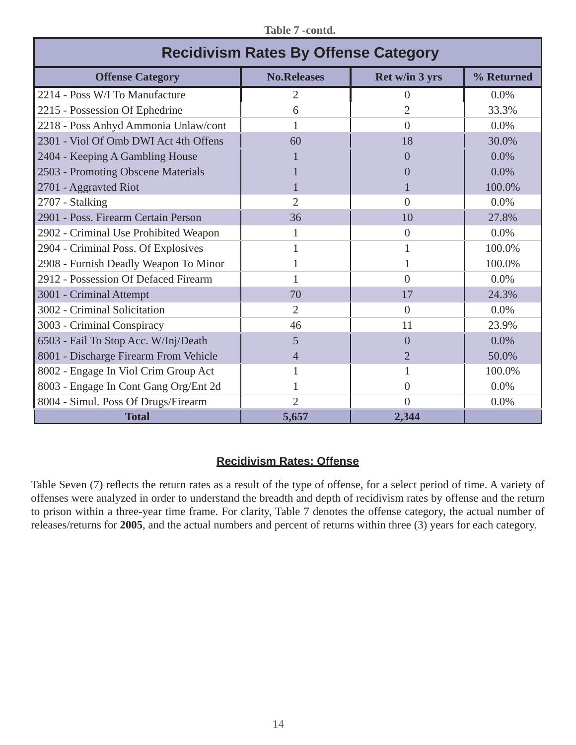Table 7 -contd.

| Recidivism Rates By Offense Category | | | |
|---|---|---|---|
| **Offense Category** | **No.Releases** | **Ret w/in 3 yrs** | **% Returned** |
| 2214 - Poss W/I To Manufacture | 2 | 0 | 0.0% |
| 2215 - Possession Of Ephedrine | 6 | 2 | 33.3% |
| 2218 - Poss Anhyd Ammonia Unlaw/cont | 1 | 0 | 0.0% |
| 2301 - Viol Of Omb DWI Act 4th Offens | 60 | 18 | 30.0% |
| 2404 - Keeping A Gambling House | 1 | 0 | 0.0% |
| 2503 - Promoting Obscene Materials | 1 | 0 | 0.0% |
| 2701 - Aggravted Riot | 1 | 1 | 100.0% |
| 2707 - Stalking | 2 | 0 | 0.0% |
| 2901 - Poss. Firearm Certain Person | 36 | 10 | 27.8% |
| 2902 - Criminal Use Prohibited Weapon | 1 | 0 | 0.0% |
| 2904 - Criminal Poss. Of Explosives | 1 | 1 | 100.0% |
| 2908 - Furnish Deadly Weapon To Minor | 1 | 1 | 100.0% |
| 2912 - Possession Of Defaced Firearm | 1 | 0 | 0.0% |
| 3001 - Criminal Attempt | 70 | 17 | 24.3% |
| 3002 - Criminal Solicitation | 2 | 0 | 0.0% |
| 3003 - Criminal Conspiracy | 46 | 11 | 23.9% |
| 6503 - Fail To Stop Acc. W/Inj/Death | 5 | 0 | 0.0% |
| 8001 - Discharge Firearm From Vehicle | 4 | 2 | 50.0% |
| 8002 - Engage In Viol Crim Group Act | 1 | 1 | 100.0% |
| 8003 - Engage In Cont Gang Org/Ent 2d | 1 | 0 | 0.0% |
| 8004 - Simul. Poss Of Drugs/Firearm | 2 | 0 | 0.0% |
| **Total** | **5,657** | **2,344** | |

## Recidivism Rates: Offense

Table Seven (7) reflects the return rates as a result of the type of offense, for a select period of time. A variety of offenses were analyzed in order to understand the breadth and depth of recidivism rates by offense and the return to prison within a three-year time frame. For clarity, Table 7 denotes the offense category, the actual number of releases/returns for **2005**, and the actual numbers and percent of returns within three (3) years for each category.